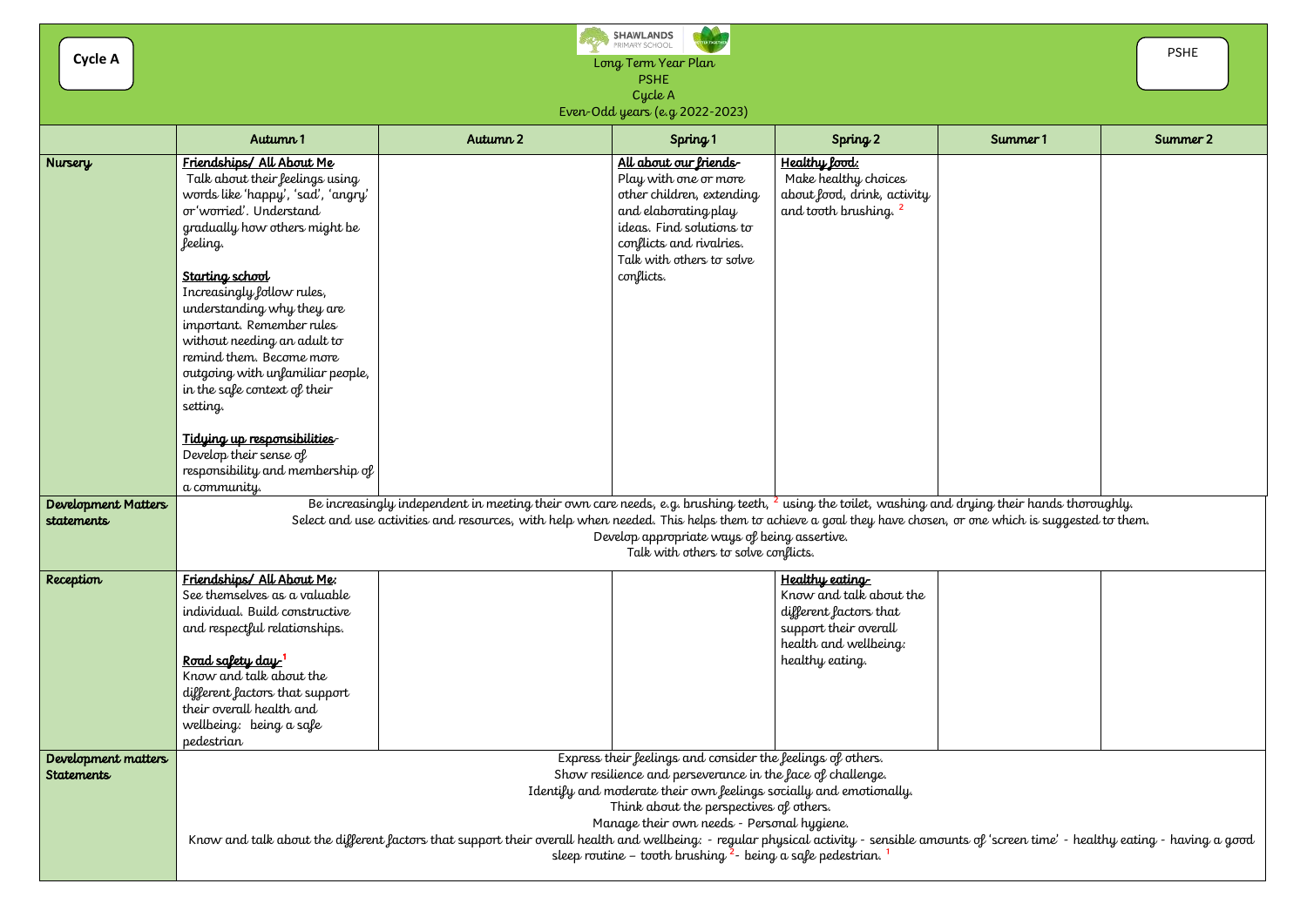**Cycle A**

SHAWLANDS PRIMARY SCHOOL

Long Term Year Plan
PSHE
Cycle A
Even-Odd years (e.g 2022-2023)

**PSHE**

| | Autumn 1 | Autumn 2 | Spring 1 | Spring 2 | Summer 1 | Summer 2 |
|---|---|---|---|---|---|---|
| **Nursery** | **Friendships/ All About Me** Talk about their feelings using words like 'happy', 'sad', 'angry' or 'worried'. Understand gradually how others might be feeling.<br><br>**Starting school** Increasingly follow rules, understanding why they are important. Remember rules without needing an adult to remind them. Become more outgoing with unfamiliar people, in the safe context of their setting.<br><br>**Tidying up responsibilities**- Develop their sense of responsibility and membership of a community. | | **All about our friends**- Play with one or more other children, extending and elaborating play ideas. Find solutions to conflicts and rivalries. Talk with others to solve conflicts. | **Healthy food:** Make healthy choices about food, drink, activity and tooth brushing. [2] | | |
| **Development Matters statements** | Be increasingly independent in meeting their own care needs, e.g. brushing teeth, [2] using the toilet, washing and drying their hands thoroughly. Select and use activities and resources, with help when needed. This helps them to achieve a goal they have chosen, or one which is suggested to them. Develop appropriate ways of being assertive. Talk with others to solve conflicts. | | | | | |
| **Reception** | **Friendships/ All About Me:** See themselves as a valuable individual. Build constructive and respectful relationships.<br><br>**Road safety day**-[1] Know and talk about the different factors that support their overall health and wellbeing: being a safe pedestrian | | | **Healthy eating**- Know and talk about the different factors that support their overall health and wellbeing: healthy eating. | | |
| **Development matters Statements** | Express their feelings and consider the feelings of others. Show resilience and perseverance in the face of challenge. Identify and moderate their own feelings socially and emotionally. Think about the perspectives of others. Manage their own needs - Personal hygiene. Know and talk about the different factors that support their overall health and wellbeing: - regular physical activity - sensible amounts of 'screen time' - healthy eating - having a good sleep routine – tooth brushing [2]- being a safe pedestrian. [1] | | | | | |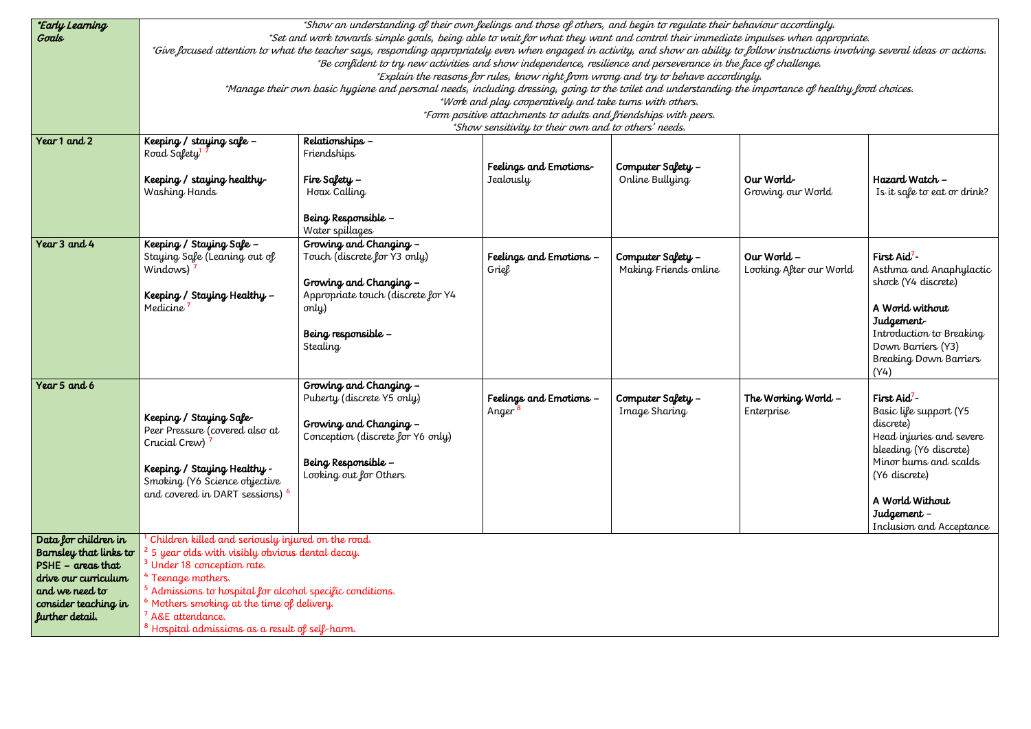| *Early Learning Goals | *Show an understanding of their own feelings and those of others, and begin to regulate their behaviour accordingly.<br>*Set and work towards simple goals, being able to wait for what they want and control their immediate impulses when appropriate.<br>*Give focused attention to what the teacher says, responding appropriately even when engaged in activity, and show an ability to follow instructions involving several ideas or actions.<br>*Be confident to try new activities and show independence, resilience and perseverance in the face of challenge.<br>*Explain the reasons for rules, know right from wrong and try to behave accordingly.<br>*Manage their own basic hygiene and personal needs, including dressing, going to the toilet and understanding the importance of healthy food choices.<br>*Work and play cooperatively and take turns with others.<br>*Form positive attachments to adults and friendships with peers.<br>*Show sensitivity to their own and to others' needs. | | | | | |
|---|---|---|---|---|---|---|
| **Year 1 and 2** | **Keeping / staying safe –**<br>Road Safety[1] [7]<br><br>**Keeping / staying healthy-**<br>Washing Hands | **Relationships –**<br>Friendships<br><br>**Fire Safety –**<br>Hoax Calling<br><br>**Being Responsible –**<br>Water spillages | **Feelings and Emotions-**<br>Jealously | **Computer Safety –**<br>Online Bullying | **Our World-**<br>Growing our World | **Hazard Watch –**<br>Is it safe to eat or drink? |
| **Year 3 and 4** | **Keeping / Staying Safe –**<br>Staying Safe (Leaning out of Windows) [7]<br><br>**Keeping / Staying Healthy –**<br>Medicine [7] | **Growing and Changing –**<br>Touch (discrete for Y3 only)<br><br>**Growing and Changing –**<br>Appropriate touch (discrete for Y4 only)<br><br>**Being responsible –**<br>Stealing | **Feelings and Emotions –**<br>Grief | **Computer Safety –**<br>Making Friends online | **Our World –**<br>Looking After our World | **First Aid**[7]**-**<br>Asthma and Anaphylactic shock (Y4 discrete)<br><br>**A World without Judgement-**<br>Introduction to Breaking Down Barriers (Y3)<br>Breaking Down Barriers (Y4) |
| **Year 5 and 6** | **Keeping / Staying Safe-**<br>Peer Pressure (covered also at Crucial Crew) [7]<br><br>**Keeping / Staying Healthy -**<br>Smoking (Y6 Science objective and covered in DART sessions) [6] | **Growing and Changing –**<br>Puberty (discrete Y5 only)<br><br>**Growing and Changing –**<br>Conception (discrete for Y6 only)<br><br>**Being Responsible –**<br>Looking out for Others | **Feelings and Emotions –**<br>Anger [8] | **Computer Safety –**<br>Image Sharing | **The Working World –**<br>Enterprise | **First Aid**[7]**-**<br>Basic life support (Y5 discrete)<br>Head injuries and severe bleeding (Y6 discrete)<br>Minor burns and scalds (Y6 discrete)<br><br>**A World Without Judgement –**<br>Inclusion and Acceptance |
| **Data for children in Barnsley that links to PSHE – areas that drive our curriculum and we need to consider teaching in further detail.** | [1] Children killed and seriously injured on the road.<br>[2] 5 year olds with visibly obvious dental decay.<br>[3] Under 18 conception rate.<br>[4] Teenage mothers.<br>[5] Admissions to hospital for alcohol specific conditions.<br>[6] Mothers smoking at the time of delivery.<br>[7] A&E attendance.<br>[8] Hospital admissions as a result of self-harm. | | | | | |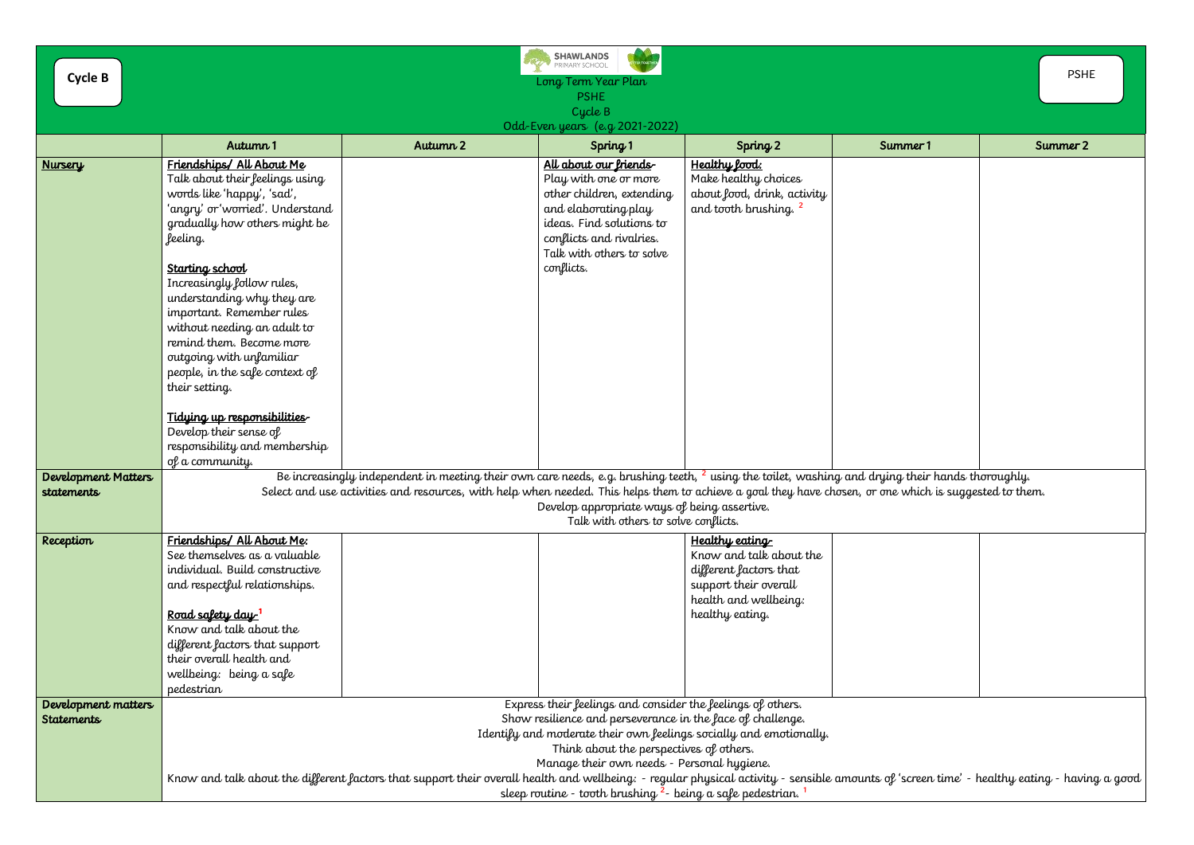Cycle B

Long Term Year Plan
PSHE
Cycle B
Odd-Even years (e.g 2021-2022)

PSHE

| | Autumn 1 | Autumn 2 | Spring 1 | Spring 2 | Summer 1 | Summer 2 |
|---|---|---|---|---|---|---|
| **Nursery** | **Friendships/ All About Me**<br>Talk about their feelings using words like 'happy', 'sad', 'angry' or 'worried'. Understand gradually how others might be feeling.<br><br>**Starting school**<br>Increasingly follow rules, understanding why they are important. Remember rules without needing an adult to remind them. Become more outgoing with unfamiliar people, in the safe context of their setting.<br><br>**Tidying up responsibilities-**<br>Develop their sense of responsibility and membership of a community. | | **All about our friends-**<br>Play with one or more other children, extending and elaborating play ideas. Find solutions to conflicts and rivalries. Talk with others to solve conflicts. | **Healthy food:**<br>Make healthy choices about food, drink, activity and tooth brushing. [2] | | |
| **Development Matters statements** | Be increasingly independent in meeting their own care needs, e.g. brushing teeth, [2] using the toilet, washing and drying their hands thoroughly.<br>Select and use activities and resources, with help when needed. This helps them to achieve a goal they have chosen, or one which is suggested to them.<br>Develop appropriate ways of being assertive.<br>Talk with others to solve conflicts. | | | | | |
| **Reception** | **Friendships/ All About Me:**<br>See themselves as a valuable individual. Build constructive and respectful relationships.<br><br>**Road safety day-** [1]<br>Know and talk about the different factors that support their overall health and wellbeing: being a safe pedestrian | | | **Healthy eating-**<br>Know and talk about the different factors that support their overall health and wellbeing: healthy eating. | | |
| **Development matters Statements** | Express their feelings and consider the feelings of others.<br>Show resilience and perseverance in the face of challenge.<br>Identify and moderate their own feelings socially and emotionally.<br>Think about the perspectives of others.<br>Manage their own needs - Personal hygiene.<br>Know and talk about the different factors that support their overall health and wellbeing: - regular physical activity - sensible amounts of 'screen time' - healthy eating - having a good sleep routine - tooth brushing [2]- being a safe pedestrian. [1] | | | | | |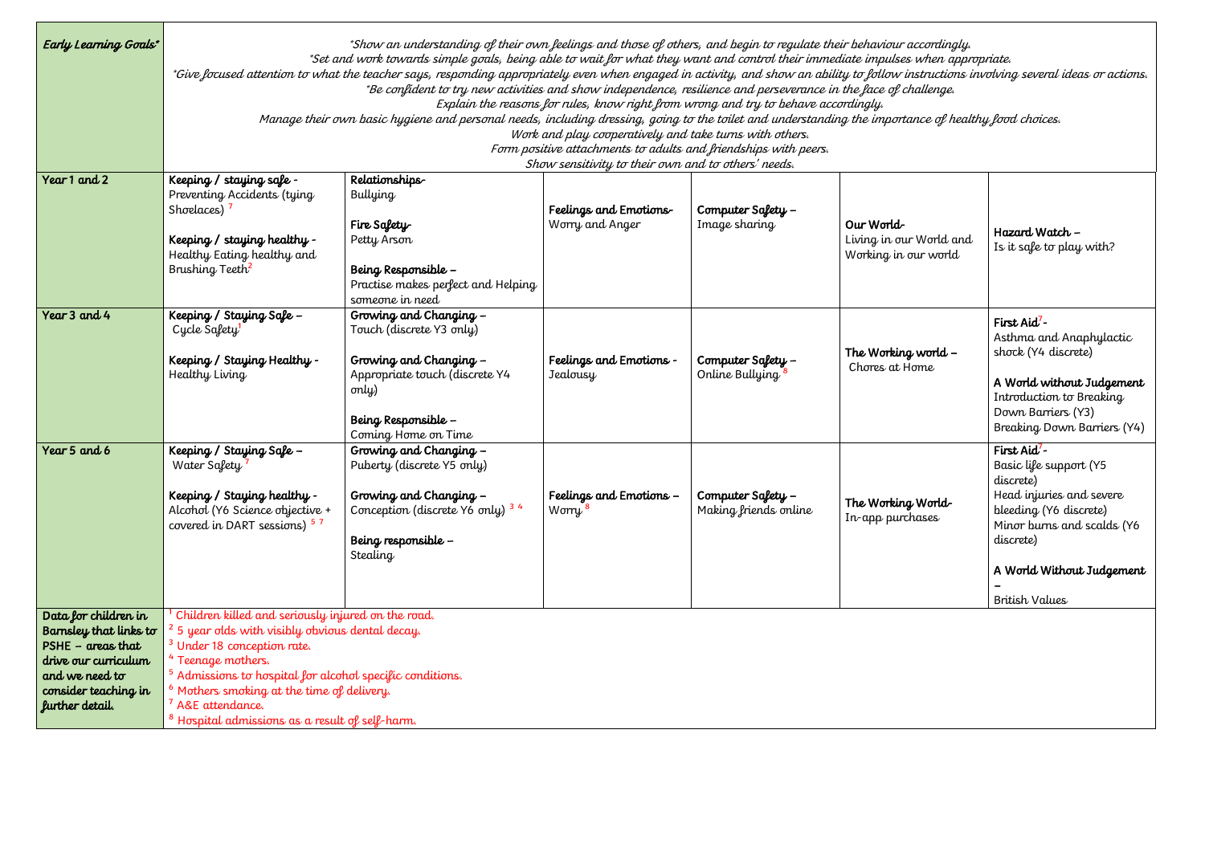| | | | | | | |
|---|---|---|---|---|---|---|
| *Early Learning Goals** | *Show an understanding of their own feelings and those of others, and begin to regulate their behaviour accordingly.<br>*Set and work towards simple goals, being able to wait for what they want and control their immediate impulses when appropriate.<br>*Give focused attention to what the teacher says, responding appropriately even when engaged in activity, and show an ability to follow instructions involving several ideas or actions.<br>*Be confident to try new activities and show independence, resilience and perseverance in the face of challenge.<br>Explain the reasons for rules, know right from wrong and try to behave accordingly.<br>Manage their own basic hygiene and personal needs, including dressing, going to the toilet and understanding the importance of healthy food choices.<br>Work and play cooperatively and take turns with others.<br>Form positive attachments to adults and friendships with peers.<br>Show sensitivity to their own and to others' needs. | | | | | |
| **Year 1 and 2** | **Keeping / staying safe** - Preventing Accidents (tying Shoelaces) [7]<br><br>**Keeping / staying healthy** - Healthy Eating healthy and Brushing Teeth[2] | **Relationships**- Bullying<br><br>**Fire Safety**- Petty Arson<br><br>**Being Responsible** – Practise makes perfect and Helping someone in need | **Feelings and Emotions**- Worry and Anger | **Computer Safety** – Image sharing | **Our World**- Living in our World and Working in our world | **Hazard Watch** – Is it safe to play with? |
| **Year 3 and 4** | **Keeping / Staying Safe** – Cycle Safety[1]<br><br>**Keeping / Staying Healthy** - Healthy Living | **Growing and Changing** – Touch (discrete Y3 only)<br><br>**Growing and Changing** – Appropriate touch (discrete Y4 only)<br><br>**Being Responsible** – Coming Home on Time | **Feelings and Emotions** - Jealousy | **Computer Safety** – Online Bullying [8] | **The Working world** – Chores at Home | **First Aid**[7] - Asthma and Anaphylactic shock (Y4 discrete)<br><br>**A World without Judgement** Introduction to Breaking Down Barriers (Y3) Breaking Down Barriers (Y4) |
| **Year 5 and 6** | **Keeping / Staying Safe** – Water Safety [7]<br><br>**Keeping / Staying healthy** - Alcohol (Y6 Science objective + covered in DART sessions) [5 7] | **Growing and Changing** – Puberty (discrete Y5 only)<br><br>**Growing and Changing** – Conception (discrete Y6 only) [3 4]<br><br>**Being responsible** – Stealing | **Feelings and Emotions** – Worry [8] | **Computer Safety** – Making friends online | **The Working World**- In-app purchases | **First Aid**[7] - Basic life support (Y5 discrete)<br>Head injuries and severe bleeding (Y6 discrete)<br>Minor burns and scalds (Y6 discrete)<br><br>**A World Without Judgement** – British Values |
| **Data for children in Barnsley that links to PSHE – areas that drive our curriculum and we need to consider teaching in further detail.** | [1] Children killed and seriously injured on the road.<br>[2] 5 year olds with visibly obvious dental decay.<br>[3] Under 18 conception rate.<br>[4] Teenage mothers.<br>[5] Admissions to hospital for alcohol specific conditions.<br>[6] Mothers smoking at the time of delivery.<br>[7] A&E attendance.<br>[8] Hospital admissions as a result of self-harm. | | | | | |